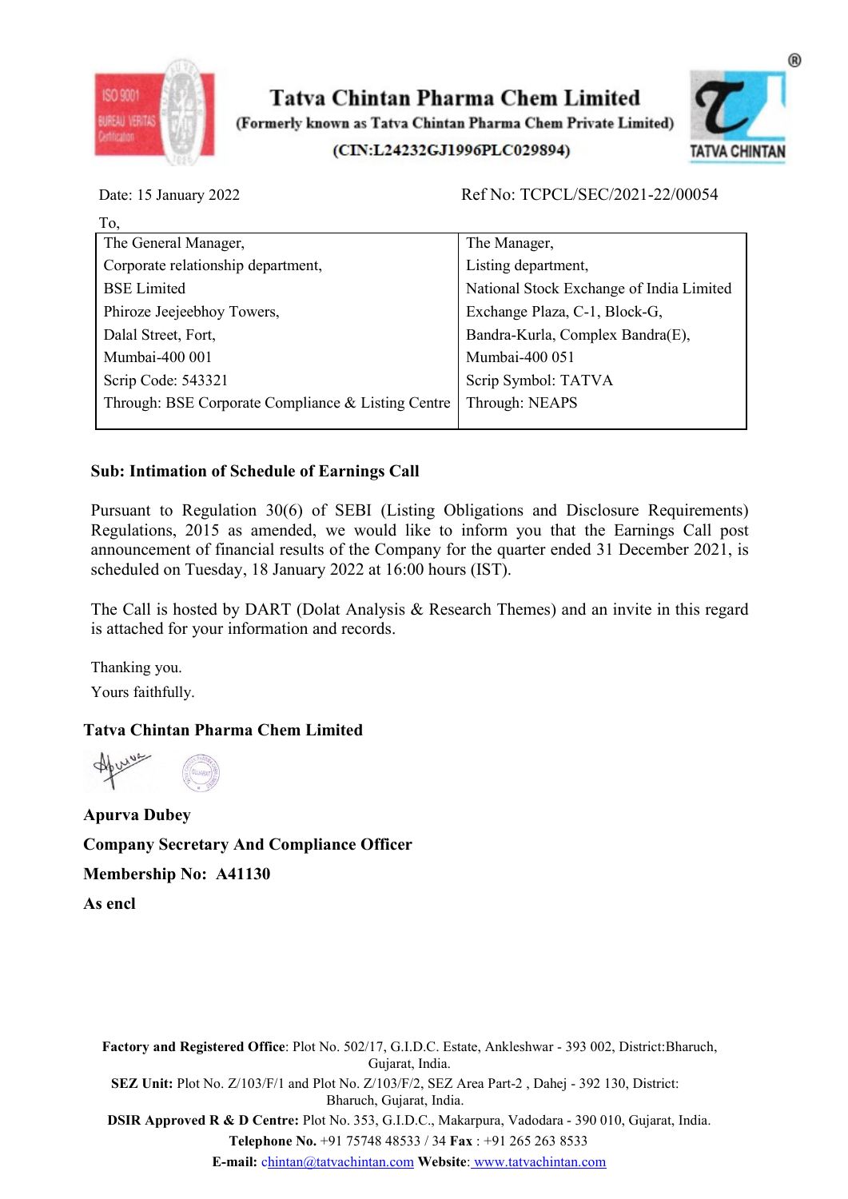# Tatva Chintan Pharma Chem Limited

(Formerly known as Tatva Chintan Pharma Chem Private Limited)

(CIN:L24232GJ1996PLC029894)

Date: 15 January 2022 Ref No: TCPCL/SEC/2021-22/00054

To,

| The General Manager, | The Manager, |
|---|---|
| Corporate relationship department, | Listing department, |
| BSE Limited | National Stock Exchange of India Limited |
| Phiroze Jeejeebhoy Towers, | Exchange Plaza, C-1, Block-G, |
| Dalal Street, Fort, | Bandra-Kurla, Complex Bandra(E), |
| Mumbai-400 001 | Mumbai-400 051 |
| Scrip Code: 543321 | Scrip Symbol: TATVA |
| Through: BSE Corporate Compliance & Listing Centre | Through: NEAPS |

**Sub: Intimation of Schedule of Earnings Call**

Pursuant to Regulation 30(6) of SEBI (Listing Obligations and Disclosure Requirements) Regulations, 2015 as amended, we would like to inform you that the Earnings Call post announcement of financial results of the Company for the quarter ended 31 December 2021, is scheduled on Tuesday, 18 January 2022 at 16:00 hours (IST).

The Call is hosted by DART (Dolat Analysis & Research Themes) and an invite in this regard is attached for your information and records.

Thanking you.

Yours faithfully.

**Tatva Chintan Pharma Chem Limited**

**Apurva Dubey**

**Company Secretary And Compliance Officer**

**Membership No: A41130**

**As encl**

**Factory and Registered Office**: Plot No. 502/17, G.I.D.C. Estate, Ankleshwar - 393 002, District:Bharuch, Gujarat, India.

**SEZ Unit:** Plot No. Z/103/F/1 and Plot No. Z/103/F/2, SEZ Area Part-2 , Dahej - 392 130, District: Bharuch, Gujarat, India.

**DSIR Approved R & D Centre:** Plot No. 353, G.I.D.C., Makarpura, Vadodara - 390 010, Gujarat, India.

**Telephone No.** +91 75748 48533 / 34 **Fax** : +91 265 263 8533

**E-mail:** chintan@tatvachintan.com **Website**: www.tatvachintan.com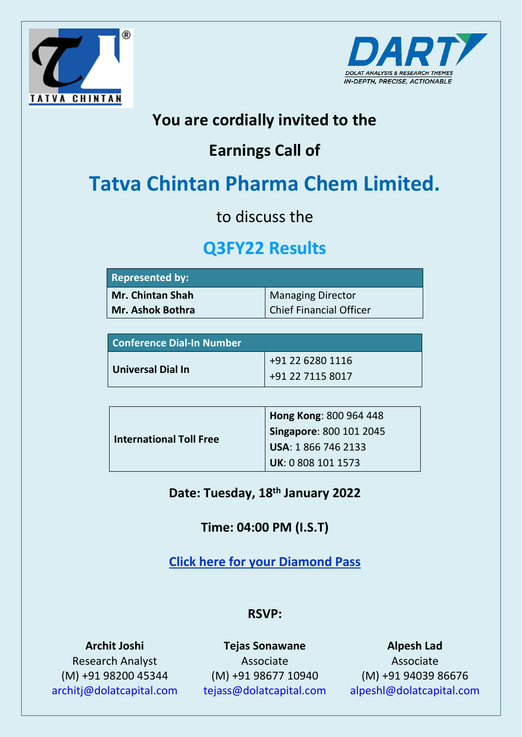You are cordially invited to the

Earnings Call of

# Tatva Chintan Pharma Chem Limited.

to discuss the

## Q3FY22 Results

| Represented by: | |
|---|---|
| **Mr. Chintan Shah** | Managing Director |
| **Mr. Ashok Bothra** | Chief Financial Officer |

| Conference Dial-In Number | |
|---|---|
| **Universal Dial In** | +91 22 6280 1116<br>+91 22 7115 8017 |

| | |
|---|---|
| **International Toll Free** | **Hong Kong**: 800 964 448<br>**Singapore**: 800 101 2045<br>**USA**: 1 866 746 2133<br>**UK**: 0 808 101 1573 |

**Date: Tuesday, 18th January 2022**

**Time: 04:00 PM (I.S.T)**

**Click here for your Diamond Pass**

**RSVP:**

**Archit Joshi**
Research Analyst
(M) +91 98200 45344
architj@dolatcapital.com

**Tejas Sonawane**
Associate
(M) +91 98677 10940
tejass@dolatcapital.com

**Alpesh Lad**
Associate
(M) +91 94039 86676
alpeshl@dolatcapital.com